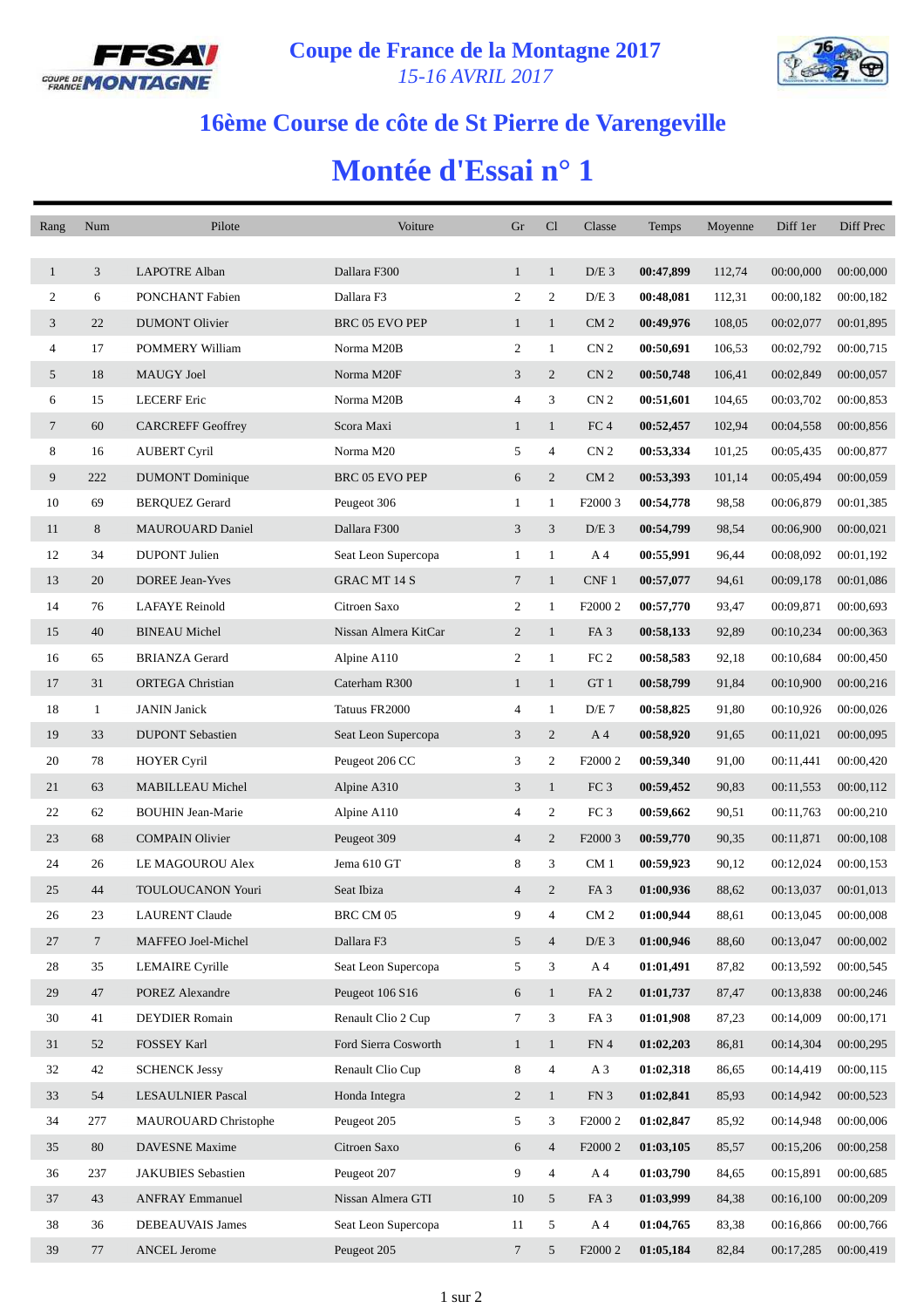# Coupe de France de la Montagne 2017

*15-16 AVRIL 2017*

## 16ème Course de côte de St Pierre de Varengeville

# Montée d'Essai n° 1

| Rang | Num | Pilote | Voiture | Gr | Cl | Classe | Temps | Moyenne | Diff 1er | Diff Prec |
|---|---|---|---|---|---|---|---|---|---|---|
| 1 | 3 | LAPOTRE Alban | Dallara F300 | 1 | 1 | D/E 3 | **00:47,899** | 112,74 | 00:00,000 | 00:00,000 |
| 2 | 6 | PONCHANT Fabien | Dallara F3 | 2 | 2 | D/E 3 | **00:48,081** | 112,31 | 00:00,182 | 00:00,182 |
| 3 | 22 | DUMONT Olivier | BRC 05 EVO PEP | 1 | 1 | CM 2 | **00:49,976** | 108,05 | 00:02,077 | 00:01,895 |
| 4 | 17 | POMMERY William | Norma M20B | 2 | 1 | CN 2 | **00:50,691** | 106,53 | 00:02,792 | 00:00,715 |
| 5 | 18 | MAUGY Joel | Norma M20F | 3 | 2 | CN 2 | **00:50,748** | 106,41 | 00:02,849 | 00:00,057 |
| 6 | 15 | LECERF Eric | Norma M20B | 4 | 3 | CN 2 | **00:51,601** | 104,65 | 00:03,702 | 00:00,853 |
| 7 | 60 | CARCREFF Geoffrey | Scora Maxi | 1 | 1 | FC 4 | **00:52,457** | 102,94 | 00:04,558 | 00:00,856 |
| 8 | 16 | AUBERT Cyril | Norma M20 | 5 | 4 | CN 2 | **00:53,334** | 101,25 | 00:05,435 | 00:00,877 |
| 9 | 222 | DUMONT Dominique | BRC 05 EVO PEP | 6 | 2 | CM 2 | **00:53,393** | 101,14 | 00:05,494 | 00:00,059 |
| 10 | 69 | BERQUEZ Gerard | Peugeot 306 | 1 | 1 | F2000 3 | **00:54,778** | 98,58 | 00:06,879 | 00:01,385 |
| 11 | 8 | MAUROUARD Daniel | Dallara F300 | 3 | 3 | D/E 3 | **00:54,799** | 98,54 | 00:06,900 | 00:00,021 |
| 12 | 34 | DUPONT Julien | Seat Leon Supercopa | 1 | 1 | A 4 | **00:55,991** | 96,44 | 00:08,092 | 00:01,192 |
| 13 | 20 | DOREE Jean-Yves | GRAC MT 14 S | 7 | 1 | CNF 1 | **00:57,077** | 94,61 | 00:09,178 | 00:01,086 |
| 14 | 76 | LAFAYE Reinold | Citroen Saxo | 2 | 1 | F2000 2 | **00:57,770** | 93,47 | 00:09,871 | 00:00,693 |
| 15 | 40 | BINEAU Michel | Nissan Almera KitCar | 2 | 1 | FA 3 | **00:58,133** | 92,89 | 00:10,234 | 00:00,363 |
| 16 | 65 | BRIANZA Gerard | Alpine A110 | 2 | 1 | FC 2 | **00:58,583** | 92,18 | 00:10,684 | 00:00,450 |
| 17 | 31 | ORTEGA Christian | Caterham R300 | 1 | 1 | GT 1 | **00:58,799** | 91,84 | 00:10,900 | 00:00,216 |
| 18 | 1 | JANIN Janick | Tatuus FR2000 | 4 | 1 | D/E 7 | **00:58,825** | 91,80 | 00:10,926 | 00:00,026 |
| 19 | 33 | DUPONT Sebastien | Seat Leon Supercopa | 3 | 2 | A 4 | **00:58,920** | 91,65 | 00:11,021 | 00:00,095 |
| 20 | 78 | HOYER Cyril | Peugeot 206 CC | 3 | 2 | F2000 2 | **00:59,340** | 91,00 | 00:11,441 | 00:00,420 |
| 21 | 63 | MABILLEAU Michel | Alpine A310 | 3 | 1 | FC 3 | **00:59,452** | 90,83 | 00:11,553 | 00:00,112 |
| 22 | 62 | BOUHIN Jean-Marie | Alpine A110 | 4 | 2 | FC 3 | **00:59,662** | 90,51 | 00:11,763 | 00:00,210 |
| 23 | 68 | COMPAIN Olivier | Peugeot 309 | 4 | 2 | F2000 3 | **00:59,770** | 90,35 | 00:11,871 | 00:00,108 |
| 24 | 26 | LE MAGOUROU Alex | Jema 610 GT | 8 | 3 | CM 1 | **00:59,923** | 90,12 | 00:12,024 | 00:00,153 |
| 25 | 44 | TOULOUCANON Youri | Seat Ibiza | 4 | 2 | FA 3 | **01:00,936** | 88,62 | 00:13,037 | 00:01,013 |
| 26 | 23 | LAURENT Claude | BRC CM 05 | 9 | 4 | CM 2 | **01:00,944** | 88,61 | 00:13,045 | 00:00,008 |
| 27 | 7 | MAFFEO Joel-Michel | Dallara F3 | 5 | 4 | D/E 3 | **01:00,946** | 88,60 | 00:13,047 | 00:00,002 |
| 28 | 35 | LEMAIRE Cyrille | Seat Leon Supercopa | 5 | 3 | A 4 | **01:01,491** | 87,82 | 00:13,592 | 00:00,545 |
| 29 | 47 | POREZ Alexandre | Peugeot 106 S16 | 6 | 1 | FA 2 | **01:01,737** | 87,47 | 00:13,838 | 00:00,246 |
| 30 | 41 | DEYDIER Romain | Renault Clio 2 Cup | 7 | 3 | FA 3 | **01:01,908** | 87,23 | 00:14,009 | 00:00,171 |
| 31 | 52 | FOSSEY Karl | Ford Sierra Cosworth | 1 | 1 | FN 4 | **01:02,203** | 86,81 | 00:14,304 | 00:00,295 |
| 32 | 42 | SCHENCK Jessy | Renault Clio Cup | 8 | 4 | A 3 | **01:02,318** | 86,65 | 00:14,419 | 00:00,115 |
| 33 | 54 | LESAULNIER Pascal | Honda Integra | 2 | 1 | FN 3 | **01:02,841** | 85,93 | 00:14,942 | 00:00,523 |
| 34 | 277 | MAUROUARD Christophe | Peugeot 205 | 5 | 3 | F2000 2 | **01:02,847** | 85,92 | 00:14,948 | 00:00,006 |
| 35 | 80 | DAVESNE Maxime | Citroen Saxo | 6 | 4 | F2000 2 | **01:03,105** | 85,57 | 00:15,206 | 00:00,258 |
| 36 | 237 | JAKUBIES Sebastien | Peugeot 207 | 9 | 4 | A 4 | **01:03,790** | 84,65 | 00:15,891 | 00:00,685 |
| 37 | 43 | ANFRAY Emmanuel | Nissan Almera GTI | 10 | 5 | FA 3 | **01:03,999** | 84,38 | 00:16,100 | 00:00,209 |
| 38 | 36 | DEBEAUVAIS James | Seat Leon Supercopa | 11 | 5 | A 4 | **01:04,765** | 83,38 | 00:16,866 | 00:00,766 |
| 39 | 77 | ANCEL Jerome | Peugeot 205 | 7 | 5 | F2000 2 | **01:05,184** | 82,84 | 00:17,285 | 00:00,419 |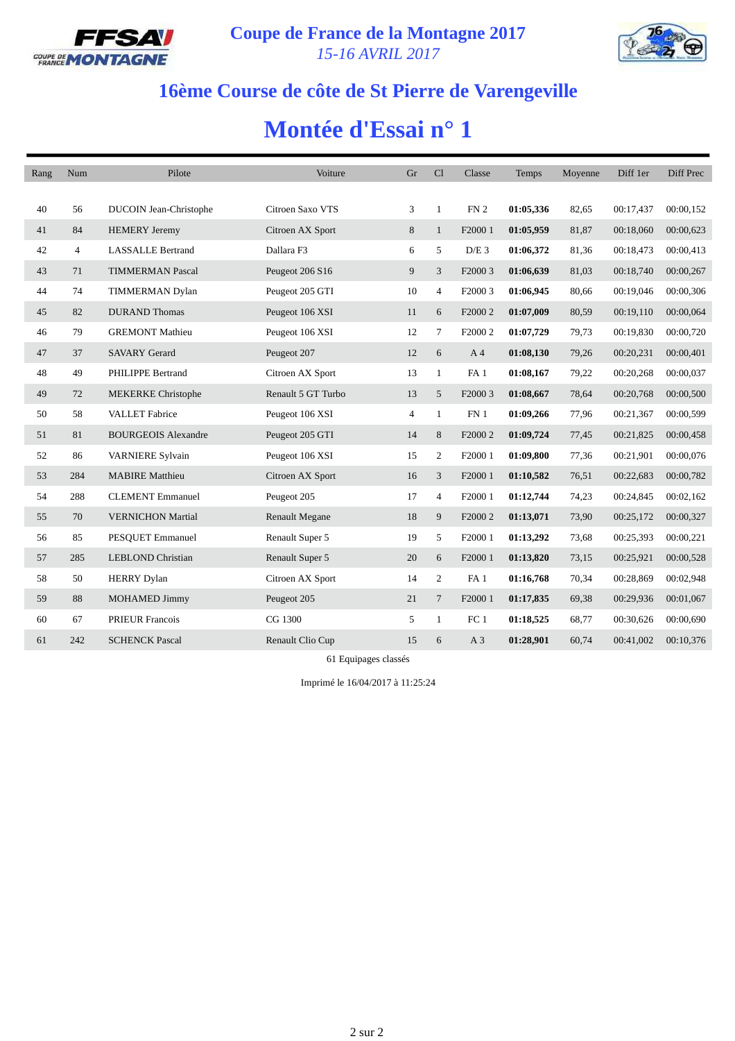# Coupe de France de la Montagne 2017

*15-16 AVRIL 2017*

## 16ème Course de côte de St Pierre de Varengeville

# Montée d'Essai n° 1

| Rang | Num | Pilote | Voiture | Gr | Cl | Classe | Temps | Moyenne | Diff 1er | Diff Prec |
|---|---|---|---|---|---|---|---|---|---|---|
| 40 | 56 | DUCOIN Jean-Christophe | Citroen Saxo VTS | 3 | 1 | FN 2 | **01:05,336** | 82,65 | 00:17,437 | 00:00,152 |
| 41 | 84 | HEMERY Jeremy | Citroen AX Sport | 8 | 1 | F2000 1 | **01:05,959** | 81,87 | 00:18,060 | 00:00,623 |
| 42 | 4 | LASSALLE Bertrand | Dallara F3 | 6 | 5 | D/E 3 | **01:06,372** | 81,36 | 00:18,473 | 00:00,413 |
| 43 | 71 | TIMMERMAN Pascal | Peugeot 206 S16 | 9 | 3 | F2000 3 | **01:06,639** | 81,03 | 00:18,740 | 00:00,267 |
| 44 | 74 | TIMMERMAN Dylan | Peugeot 205 GTI | 10 | 4 | F2000 3 | **01:06,945** | 80,66 | 00:19,046 | 00:00,306 |
| 45 | 82 | DURAND Thomas | Peugeot 106 XSI | 11 | 6 | F2000 2 | **01:07,009** | 80,59 | 00:19,110 | 00:00,064 |
| 46 | 79 | GREMONT Mathieu | Peugeot 106 XSI | 12 | 7 | F2000 2 | **01:07,729** | 79,73 | 00:19,830 | 00:00,720 |
| 47 | 37 | SAVARY Gerard | Peugeot 207 | 12 | 6 | A 4 | **01:08,130** | 79,26 | 00:20,231 | 00:00,401 |
| 48 | 49 | PHILIPPE Bertrand | Citroen AX Sport | 13 | 1 | FA 1 | **01:08,167** | 79,22 | 00:20,268 | 00:00,037 |
| 49 | 72 | MEKERKE Christophe | Renault 5 GT Turbo | 13 | 5 | F2000 3 | **01:08,667** | 78,64 | 00:20,768 | 00:00,500 |
| 50 | 58 | VALLET Fabrice | Peugeot 106 XSI | 4 | 1 | FN 1 | **01:09,266** | 77,96 | 00:21,367 | 00:00,599 |
| 51 | 81 | BOURGEOIS Alexandre | Peugeot 205 GTI | 14 | 8 | F2000 2 | **01:09,724** | 77,45 | 00:21,825 | 00:00,458 |
| 52 | 86 | VARNIERE Sylvain | Peugeot 106 XSI | 15 | 2 | F2000 1 | **01:09,800** | 77,36 | 00:21,901 | 00:00,076 |
| 53 | 284 | MABIRE Matthieu | Citroen AX Sport | 16 | 3 | F2000 1 | **01:10,582** | 76,51 | 00:22,683 | 00:00,782 |
| 54 | 288 | CLEMENT Emmanuel | Peugeot 205 | 17 | 4 | F2000 1 | **01:12,744** | 74,23 | 00:24,845 | 00:02,162 |
| 55 | 70 | VERNICHON Martial | Renault Megane | 18 | 9 | F2000 2 | **01:13,071** | 73,90 | 00:25,172 | 00:00,327 |
| 56 | 85 | PESQUET Emmanuel | Renault Super 5 | 19 | 5 | F2000 1 | **01:13,292** | 73,68 | 00:25,393 | 00:00,221 |
| 57 | 285 | LEBLOND Christian | Renault Super 5 | 20 | 6 | F2000 1 | **01:13,820** | 73,15 | 00:25,921 | 00:00,528 |
| 58 | 50 | HERRY Dylan | Citroen AX Sport | 14 | 2 | FA 1 | **01:16,768** | 70,34 | 00:28,869 | 00:02,948 |
| 59 | 88 | MOHAMED Jimmy | Peugeot 205 | 21 | 7 | F2000 1 | **01:17,835** | 69,38 | 00:29,936 | 00:01,067 |
| 60 | 67 | PRIEUR Francois | CG 1300 | 5 | 1 | FC 1 | **01:18,525** | 68,77 | 00:30,626 | 00:00,690 |
| 61 | 242 | SCHENCK Pascal | Renault Clio Cup | 15 | 6 | A 3 | **01:28,901** | 60,74 | 00:41,002 | 00:10,376 |

61 Equipages classés

Imprimé le 16/04/2017 à 11:25:24